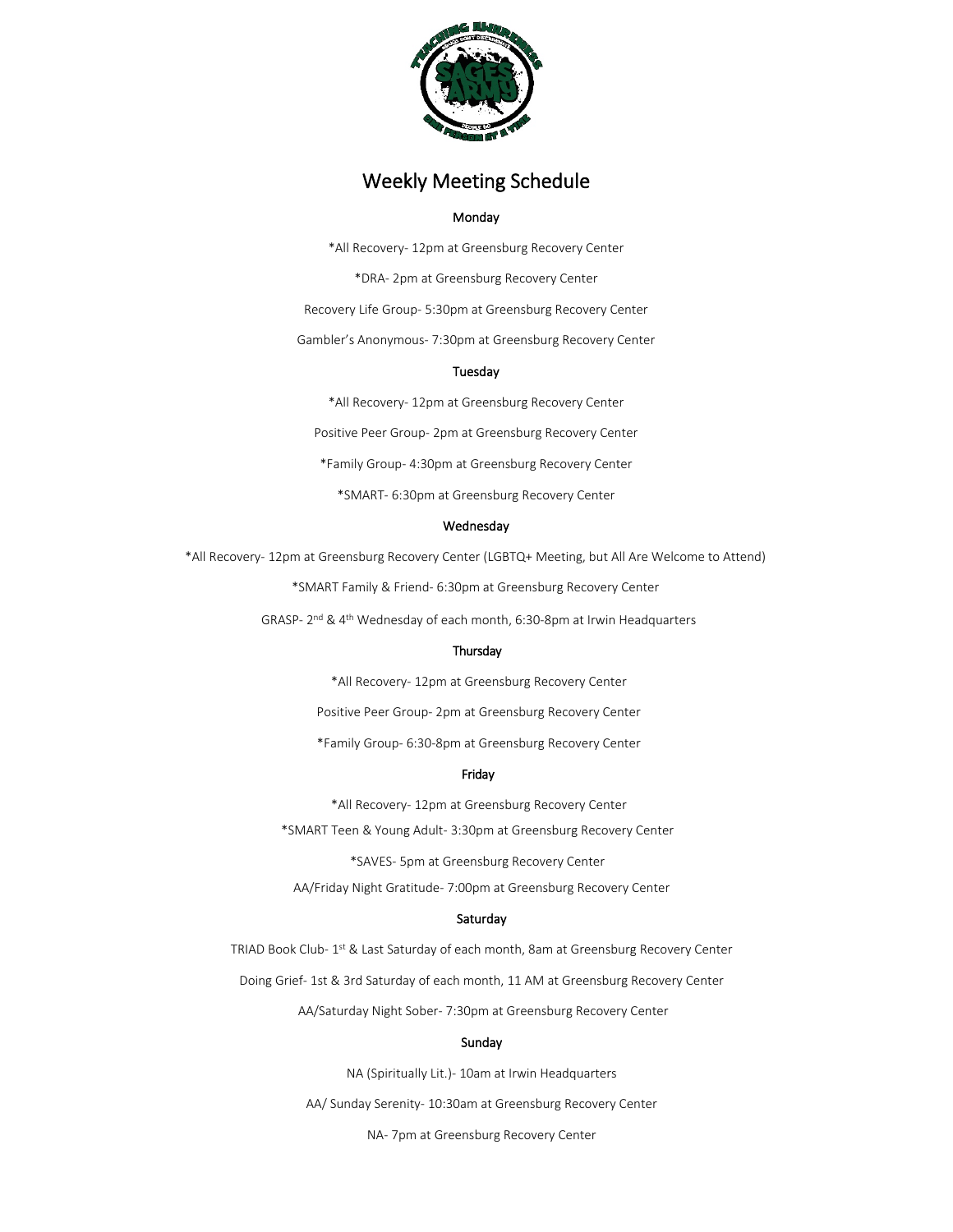# Weekly Meeting Schedule

## Monday

*All Recovery- 12pm at Greensburg Recovery Center

*DRA- 2pm at Greensburg Recovery Center

Recovery Life Group- 5:30pm at Greensburg Recovery Center

Gambler's Anonymous- 7:30pm at Greensburg Recovery Center

## Tuesday

*All Recovery- 12pm at Greensburg Recovery Center

Positive Peer Group- 2pm at Greensburg Recovery Center

*Family Group- 4:30pm at Greensburg Recovery Center

*SMART- 6:30pm at Greensburg Recovery Center

## Wednesday

*All Recovery- 12pm at Greensburg Recovery Center (LGBTQ+ Meeting, but All Are Welcome to Attend)

*SMART Family & Friend- 6:30pm at Greensburg Recovery Center

GRASP- 2nd & 4th Wednesday of each month, 6:30-8pm at Irwin Headquarters

## Thursday

*All Recovery- 12pm at Greensburg Recovery Center

Positive Peer Group- 2pm at Greensburg Recovery Center

*Family Group- 6:30-8pm at Greensburg Recovery Center

## Friday

*All Recovery- 12pm at Greensburg Recovery Center

*SMART Teen & Young Adult- 3:30pm at Greensburg Recovery Center

*SAVES- 5pm at Greensburg Recovery Center

AA/Friday Night Gratitude- 7:00pm at Greensburg Recovery Center

## Saturday

TRIAD Book Club- 1st & Last Saturday of each month, 8am at Greensburg Recovery Center

Doing Grief- 1st & 3rd Saturday of each month, 11 AM at Greensburg Recovery Center

AA/Saturday Night Sober- 7:30pm at Greensburg Recovery Center

## Sunday

NA (Spiritually Lit.)- 10am at Irwin Headquarters

AA/ Sunday Serenity- 10:30am at Greensburg Recovery Center

NA- 7pm at Greensburg Recovery Center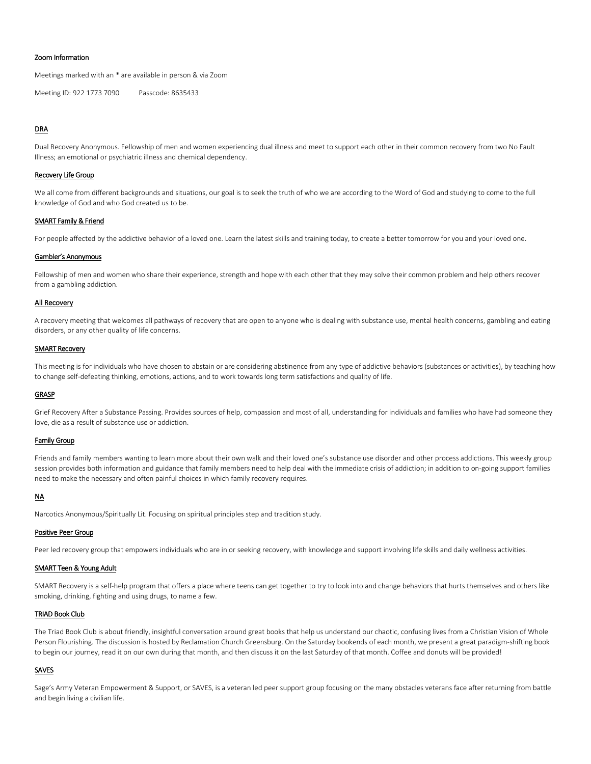Zoom Information

Meetings marked with an * are available in person & via Zoom

Meeting ID: 922 1773 7090 Passcode: 8635433

## DRA

Dual Recovery Anonymous. Fellowship of men and women experiencing dual illness and meet to support each other in their common recovery from two No Fault Illness; an emotional or psychiatric illness and chemical dependency.

## Recovery Life Group

We all come from different backgrounds and situations, our goal is to seek the truth of who we are according to the Word of God and studying to come to the full knowledge of God and who God created us to be.

## SMART Family & Friend

For people affected by the addictive behavior of a loved one. Learn the latest skills and training today, to create a better tomorrow for you and your loved one.

## Gambler's Anonymous

Fellowship of men and women who share their experience, strength and hope with each other that they may solve their common problem and help others recover from a gambling addiction.

## All Recovery

A recovery meeting that welcomes all pathways of recovery that are open to anyone who is dealing with substance use, mental health concerns, gambling and eating disorders, or any other quality of life concerns.

## SMART Recovery

This meeting is for individuals who have chosen to abstain or are considering abstinence from any type of addictive behaviors (substances or activities), by teaching how to change self-defeating thinking, emotions, actions, and to work towards long term satisfactions and quality of life.

## GRASP

Grief Recovery After a Substance Passing. Provides sources of help, compassion and most of all, understanding for individuals and families who have had someone they love, die as a result of substance use or addiction.

## Family Group

Friends and family members wanting to learn more about their own walk and their loved one's substance use disorder and other process addictions. This weekly group session provides both information and guidance that family members need to help deal with the immediate crisis of addiction; in addition to on-going support families need to make the necessary and often painful choices in which family recovery requires.

## NA

Narcotics Anonymous/Spiritually Lit. Focusing on spiritual principles step and tradition study.

## Positive Peer Group

Peer led recovery group that empowers individuals who are in or seeking recovery, with knowledge and support involving life skills and daily wellness activities.

## SMART Teen & Young Adult

SMART Recovery is a self-help program that offers a place where teens can get together to try to look into and change behaviors that hurts themselves and others like smoking, drinking, fighting and using drugs, to name a few.

## TRIAD Book Club

The Triad Book Club is about friendly, insightful conversation around great books that help us understand our chaotic, confusing lives from a Christian Vision of Whole Person Flourishing. The discussion is hosted by Reclamation Church Greensburg. On the Saturday bookends of each month, we present a great paradigm-shifting book to begin our journey, read it on our own during that month, and then discuss it on the last Saturday of that month. Coffee and donuts will be provided!

## SAVES

Sage's Army Veteran Empowerment & Support, or SAVES, is a veteran led peer support group focusing on the many obstacles veterans face after returning from battle and begin living a civilian life.